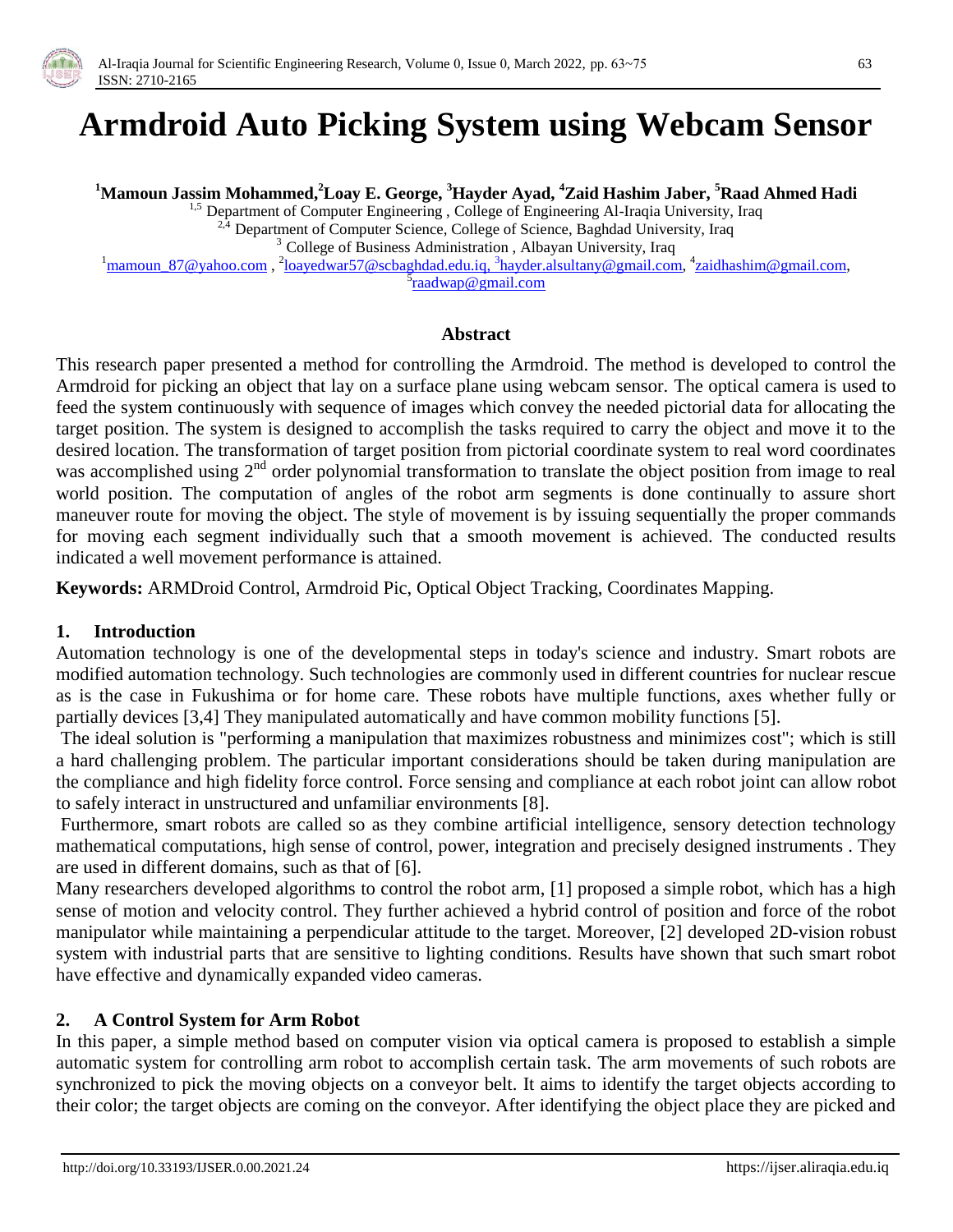# Armdroid Auto Picking System using Webcam Sensor

**[1]Mamoun Jassim Mohammed,[2]Loay E. George, [3]Hayder Ayad, [4]Zaid Hashim Jaber, [5]Raad Ahmed Hadi**

[1,5] Department of Computer Engineering , College of Engineering Al-Iraqia University, Iraq
[2,4] Department of Computer Science, College of Science, Baghdad University, Iraq
[3] College of Business Administration , Albayan University, Iraq
[1]mamoun_87@yahoo.com , [2]loayedwar57@scbaghdad.edu.iq, [3]hayder.alsultany@gmail.com, [4]zaidhashim@gmail.com, [5]raadwap@gmail.com

### Abstract

This research paper presented a method for controlling the Armdroid. The method is developed to control the Armdroid for picking an object that lay on a surface plane using webcam sensor. The optical camera is used to feed the system continuously with sequence of images which convey the needed pictorial data for allocating the target position. The system is designed to accomplish the tasks required to carry the object and move it to the desired location. The transformation of target position from pictorial coordinate system to real word coordinates was accomplished using 2nd order polynomial transformation to translate the object position from image to real world position. The computation of angles of the robot arm segments is done continually to assure short maneuver route for moving the object. The style of movement is by issuing sequentially the proper commands for moving each segment individually such that a smooth movement is achieved. The conducted results indicated a well movement performance is attained.

**Keywords:** ARMDroid Control, Armdroid Pic, Optical Object Tracking, Coordinates Mapping.

## 1. Introduction

Automation technology is one of the developmental steps in today's science and industry. Smart robots are modified automation technology. Such technologies are commonly used in different countries for nuclear rescue as is the case in Fukushima or for home care. These robots have multiple functions, axes whether fully or partially devices [3,4] They manipulated automatically and have common mobility functions [5].

The ideal solution is "performing a manipulation that maximizes robustness and minimizes cost"; which is still a hard challenging problem. The particular important considerations should be taken during manipulation are the compliance and high fidelity force control. Force sensing and compliance at each robot joint can allow robot to safely interact in unstructured and unfamiliar environments [8].

Furthermore, smart robots are called so as they combine artificial intelligence, sensory detection technology mathematical computations, high sense of control, power, integration and precisely designed instruments . They are used in different domains, such as that of [6].

Many researchers developed algorithms to control the robot arm, [1] proposed a simple robot, which has a high sense of motion and velocity control. They further achieved a hybrid control of position and force of the robot manipulator while maintaining a perpendicular attitude to the target. Moreover, [2] developed 2D-vision robust system with industrial parts that are sensitive to lighting conditions. Results have shown that such smart robot have effective and dynamically expanded video cameras.

## 2. A Control System for Arm Robot

In this paper, a simple method based on computer vision via optical camera is proposed to establish a simple automatic system for controlling arm robot to accomplish certain task. The arm movements of such robots are synchronized to pick the moving objects on a conveyor belt. It aims to identify the target objects according to their color; the target objects are coming on the conveyor. After identifying the object place they are picked and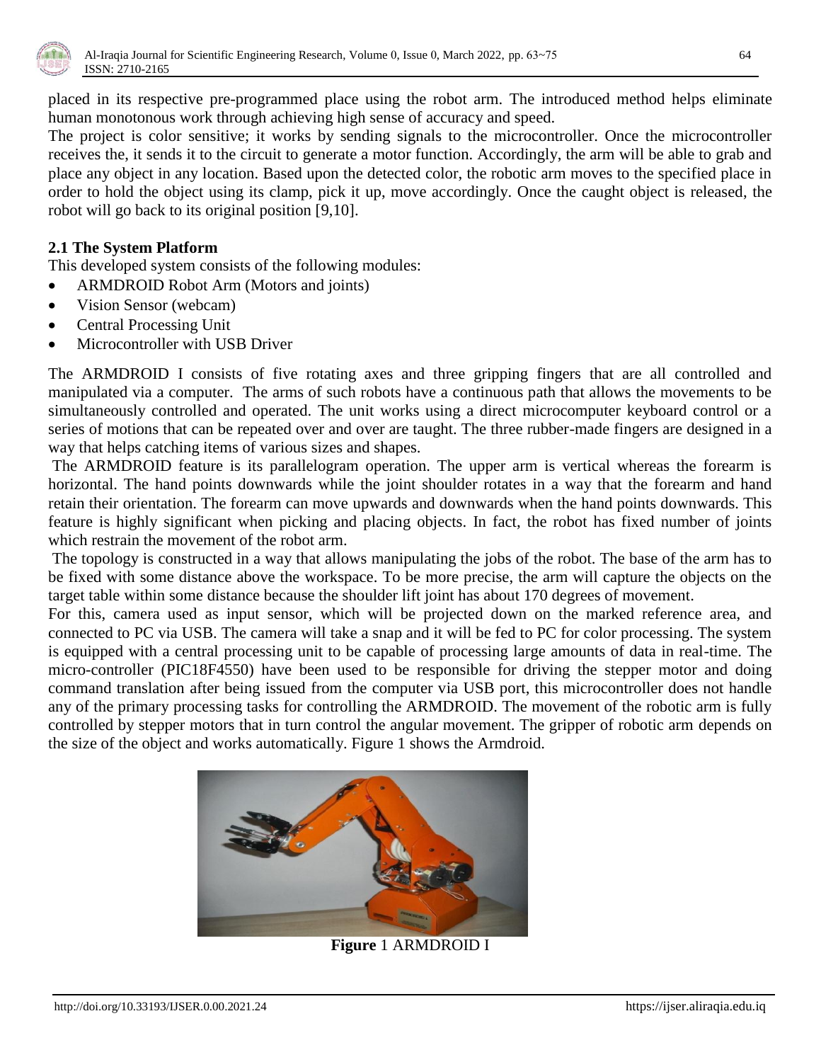placed in its respective pre-programmed place using the robot arm. The introduced method helps eliminate human monotonous work through achieving high sense of accuracy and speed.

The project is color sensitive; it works by sending signals to the microcontroller. Once the microcontroller receives the, it sends it to the circuit to generate a motor function. Accordingly, the arm will be able to grab and place any object in any location. Based upon the detected color, the robotic arm moves to the specified place in order to hold the object using its clamp, pick it up, move accordingly. Once the caught object is released, the robot will go back to its original position [9,10].

### 2.1 The System Platform

This developed system consists of the following modules:

- ARMDROID Robot Arm (Motors and joints)
- Vision Sensor (webcam)
- Central Processing Unit
- Microcontroller with USB Driver

The ARMDROID I consists of five rotating axes and three gripping fingers that are all controlled and manipulated via a computer. The arms of such robots have a continuous path that allows the movements to be simultaneously controlled and operated. The unit works using a direct microcomputer keyboard control or a series of motions that can be repeated over and over are taught. The three rubber-made fingers are designed in a way that helps catching items of various sizes and shapes.

The ARMDROID feature is its parallelogram operation. The upper arm is vertical whereas the forearm is horizontal. The hand points downwards while the joint shoulder rotates in a way that the forearm and hand retain their orientation. The forearm can move upwards and downwards when the hand points downwards. This feature is highly significant when picking and placing objects. In fact, the robot has fixed number of joints which restrain the movement of the robot arm.

The topology is constructed in a way that allows manipulating the jobs of the robot. The base of the arm has to be fixed with some distance above the workspace. To be more precise, the arm will capture the objects on the target table within some distance because the shoulder lift joint has about 170 degrees of movement.

For this, camera used as input sensor, which will be projected down on the marked reference area, and connected to PC via USB. The camera will take a snap and it will be fed to PC for color processing. The system is equipped with a central processing unit to be capable of processing large amounts of data in real-time. The micro-controller (PIC18F4550) have been used to be responsible for driving the stepper motor and doing command translation after being issued from the computer via USB port, this microcontroller does not handle any of the primary processing tasks for controlling the ARMDROID. The movement of the robotic arm is fully controlled by stepper motors that in turn control the angular movement. The gripper of robotic arm depends on the size of the object and works automatically. Figure 1 shows the Armdroid.

**Figure** 1 ARMDROID I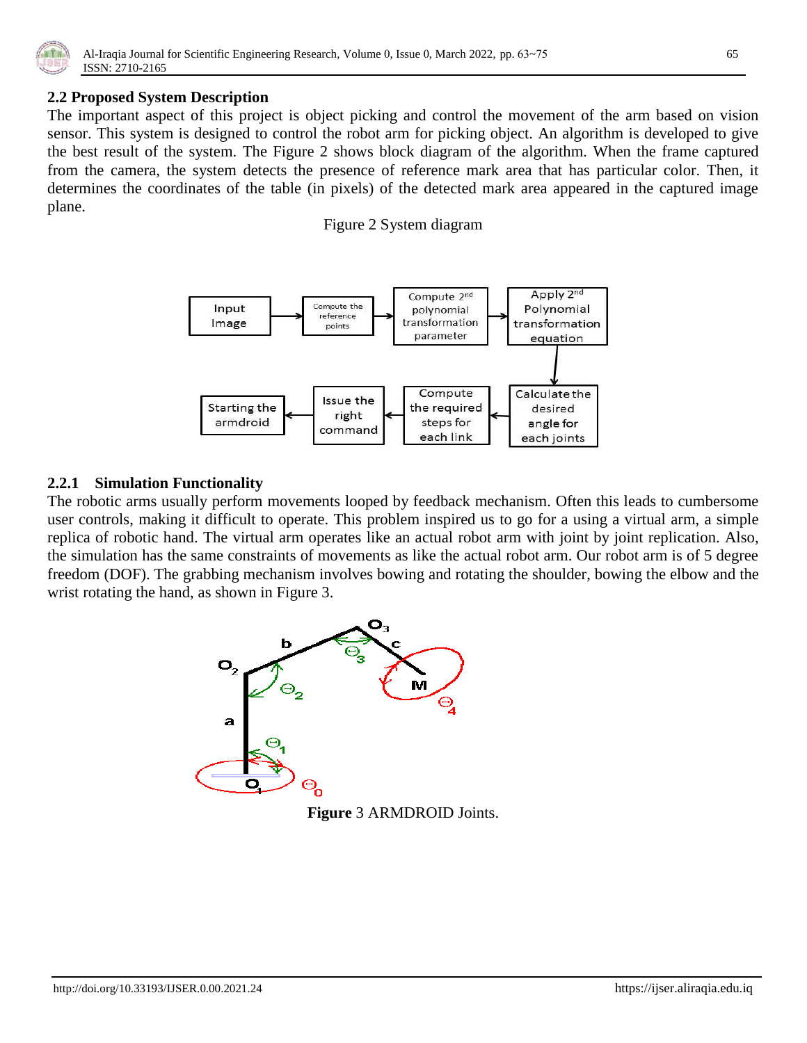## 2.2 Proposed System Description

The important aspect of this project is object picking and control the movement of the arm based on vision sensor. This system is designed to control the robot arm for picking object. An algorithm is developed to give the best result of the system. The Figure 2 shows block diagram of the algorithm. When the frame captured from the camera, the system detects the presence of reference mark area that has particular color. Then, it determines the coordinates of the table (in pixels) of the detected mark area appeared in the captured image plane.

Figure 2 System diagram

### 2.2.1 Simulation Functionality

The robotic arms usually perform movements looped by feedback mechanism. Often this leads to cumbersome user controls, making it difficult to operate. This problem inspired us to go for a using a virtual arm, a simple replica of robotic hand. The virtual arm operates like an actual robot arm with joint by joint replication. Also, the simulation has the same constraints of movements as like the actual robot arm. Our robot arm is of 5 degree freedom (DOF). The grabbing mechanism involves bowing and rotating the shoulder, bowing the elbow and the wrist rotating the hand, as shown in Figure 3.

**Figure** 3 ARMDROID Joints.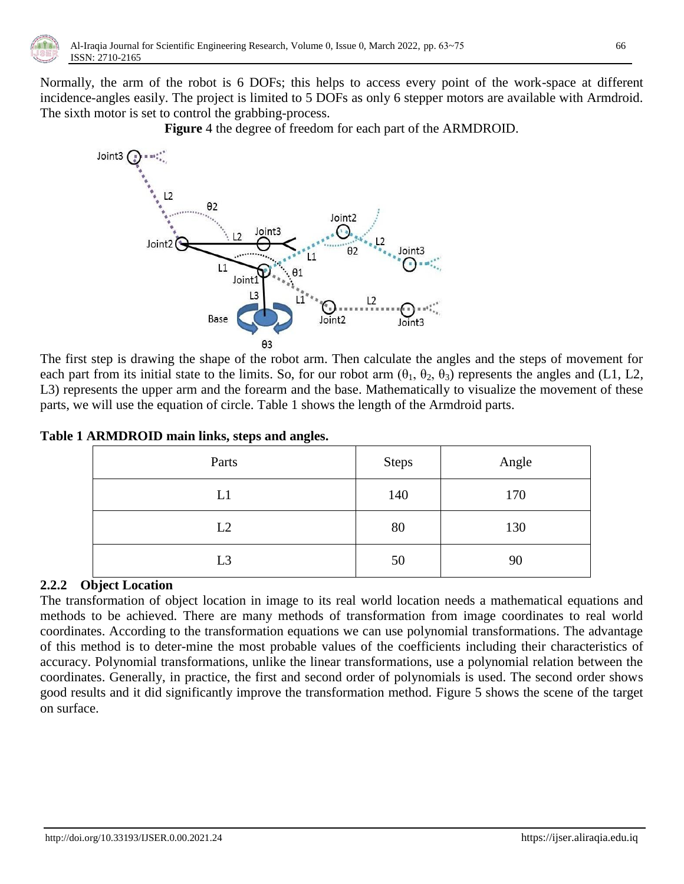Normally, the arm of the robot is 6 DOFs; this helps to access every point of the work-space at different incidence-angles easily. The project is limited to 5 DOFs as only 6 stepper motors are available with Armdroid. The sixth motor is set to control the grabbing-process.

**Figure** 4 the degree of freedom for each part of the ARMDROID.

The first step is drawing the shape of the robot arm. Then calculate the angles and the steps of movement for each part from its initial state to the limits. So, for our robot arm ($\theta_1$, $\theta_2$, $\theta_3$) represents the angles and (L1, L2, L3) represents the upper arm and the forearm and the base. Mathematically to visualize the movement of these parts, we will use the equation of circle. Table 1 shows the length of the Armdroid parts.

**Table 1 ARMDROID main links, steps and angles.**

| Parts | Steps | Angle |
| --- | --- | --- |
| L1 | 140 | 170 |
| L2 | 80 | 130 |
| L3 | 50 | 90 |

### 2.2.2 Object Location

The transformation of object location in image to its real world location needs a mathematical equations and methods to be achieved. There are many methods of transformation from image coordinates to real world coordinates. According to the transformation equations we can use polynomial transformations. The advantage of this method is to deter-mine the most probable values of the coefficients including their characteristics of accuracy. Polynomial transformations, unlike the linear transformations, use a polynomial relation between the coordinates. Generally, in practice, the first and second order of polynomials is used. The second order shows good results and it did significantly improve the transformation method. Figure 5 shows the scene of the target on surface.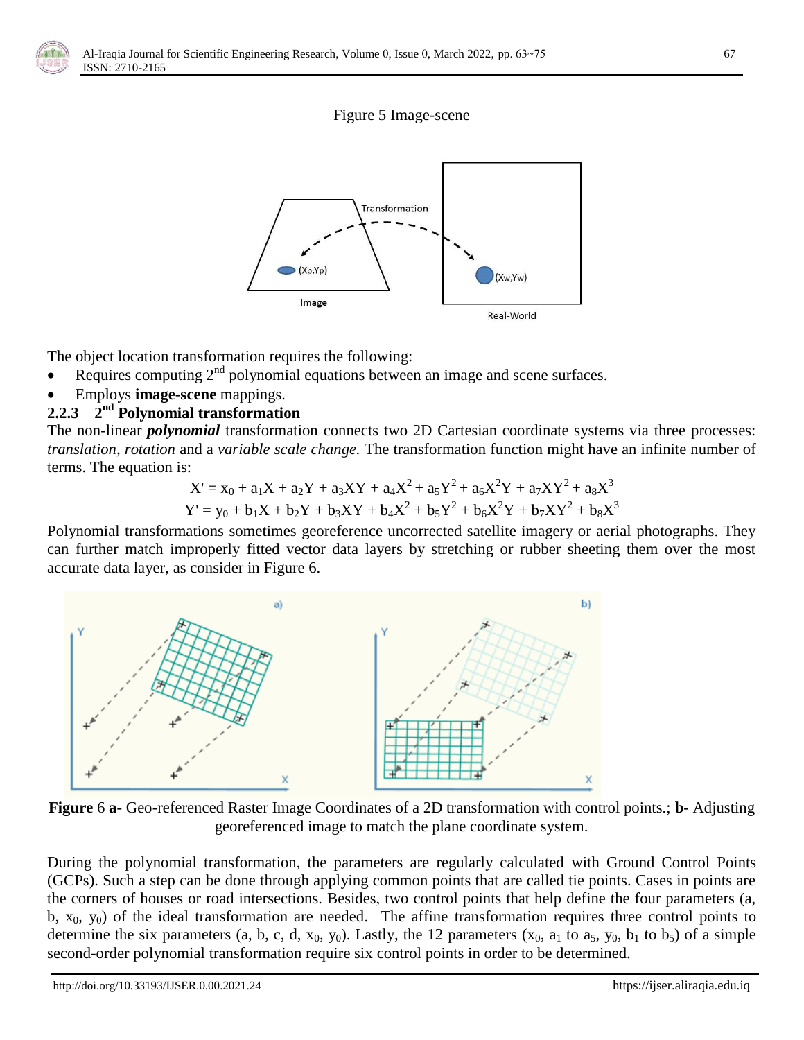Figure 5 Image-scene

The object location transformation requires the following:

- Requires computing 2nd polynomial equations between an image and scene surfaces.
- Employs **image-scene** mappings.

### 2.2.3 2nd Polynomial transformation

The non-linear ***polynomial*** transformation connects two 2D Cartesian coordinate systems via three processes: *translation, rotation* and a *variable scale change.* The transformation function might have an infinite number of terms. The equation is:

$$X' = x_0 + a_1X + a_2Y + a_3XY + a_4X^2 + a_5Y^2 + a_6X^2Y + a_7XY^2 + a_8X^3$$

$$Y' = y_0 + b_1X + b_2Y + b_3XY + b_4X^2 + b_5Y^2 + b_6X^2Y + b_7XY^2 + b_8X^3$$

Polynomial transformations sometimes georeference uncorrected satellite imagery or aerial photographs. They can further match improperly fitted vector data layers by stretching or rubber sheeting them over the most accurate data layer, as consider in Figure 6.

**Figure** 6 **a-** Geo-referenced Raster Image Coordinates of a 2D transformation with control points.; **b-** Adjusting georeferenced image to match the plane coordinate system.

During the polynomial transformation, the parameters are regularly calculated with Ground Control Points (GCPs). Such a step can be done through applying common points that are called tie points. Cases in points are the corners of houses or road intersections. Besides, two control points that help define the four parameters (a, b, $x_0$, $y_0$) of the ideal transformation are needed. The affine transformation requires three control points to determine the six parameters (a, b, c, d, $x_0$, $y_0$). Lastly, the 12 parameters ($x_0$, $a_1$ to $a_5$, $y_0$, $b_1$ to $b_5$) of a simple second-order polynomial transformation require six control points in order to be determined.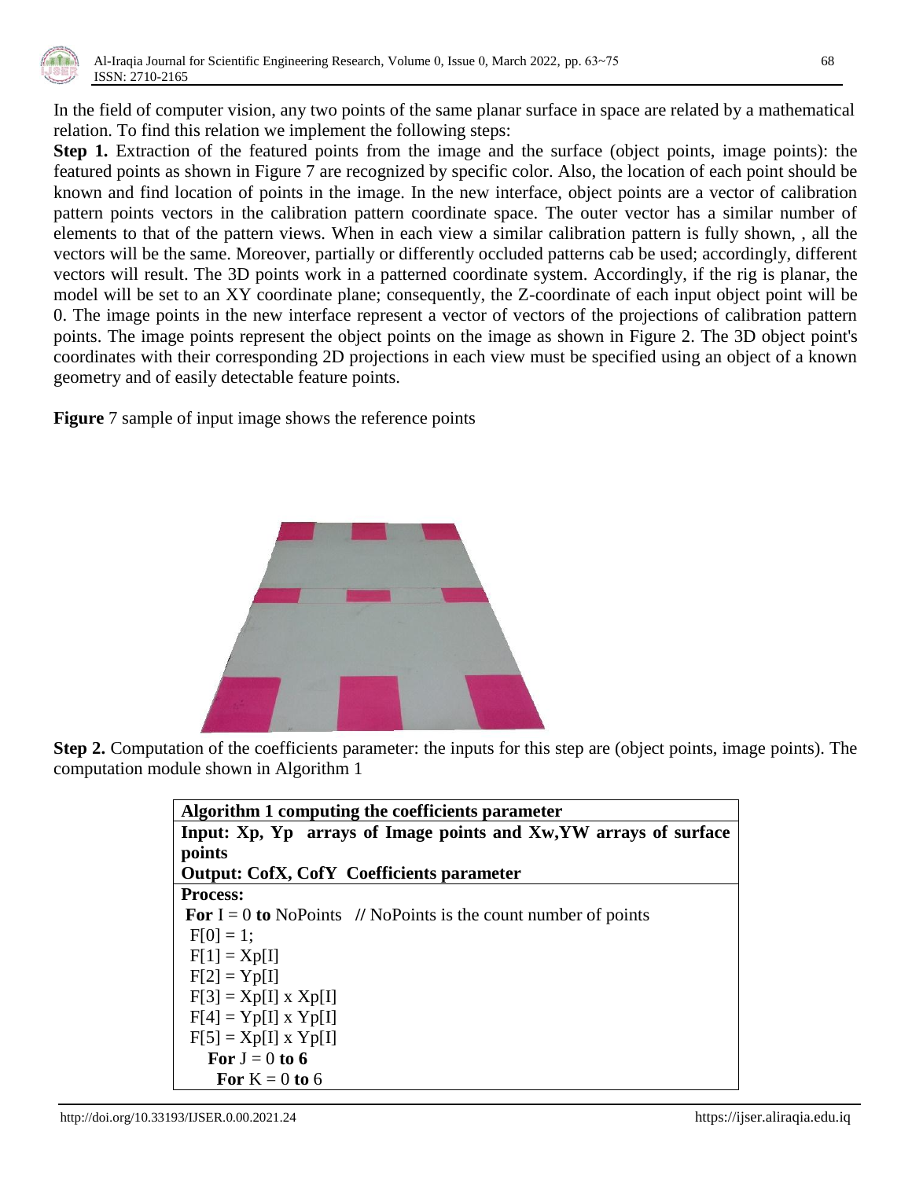In the field of computer vision, any two points of the same planar surface in space are related by a mathematical relation. To find this relation we implement the following steps:

**Step 1.** Extraction of the featured points from the image and the surface (object points, image points): the featured points as shown in Figure 7 are recognized by specific color. Also, the location of each point should be known and find location of points in the image. In the new interface, object points are a vector of calibration pattern points vectors in the calibration pattern coordinate space. The outer vector has a similar number of elements to that of the pattern views. When in each view a similar calibration pattern is fully shown, , all the vectors will be the same. Moreover, partially or differently occluded patterns cab be used; accordingly, different vectors will result. The 3D points work in a patterned coordinate system. Accordingly, if the rig is planar, the model will be set to an XY coordinate plane; consequently, the Z-coordinate of each input object point will be 0. The image points in the new interface represent a vector of vectors of the projections of calibration pattern points. The image points represent the object points on the image as shown in Figure 2. The 3D object point's coordinates with their corresponding 2D projections in each view must be specified using an object of a known geometry and of easily detectable feature points.

**Figure** 7 sample of input image shows the reference points

**Step 2.** Computation of the coefficients parameter: the inputs for this step are (object points, image points). The computation module shown in Algorithm 1

**Algorithm 1 computing the coefficients parameter**

**Input: Xp, Yp arrays of Image points and Xw,YW arrays of surface points**

**Output: CofX, CofY Coefficients parameter**

**Process:**

```
For I = 0 to NoPoints   // NoPoints is the count number of points
 F[0] = 1;
 F[1] = Xp[I]
 F[2] = Yp[I]
 F[3] = Xp[I] x Xp[I]
 F[4] = Yp[I] x Yp[I]
 F[5] = Xp[I] x Yp[I]
   For J = 0 to 6
     For K = 0 to 6
```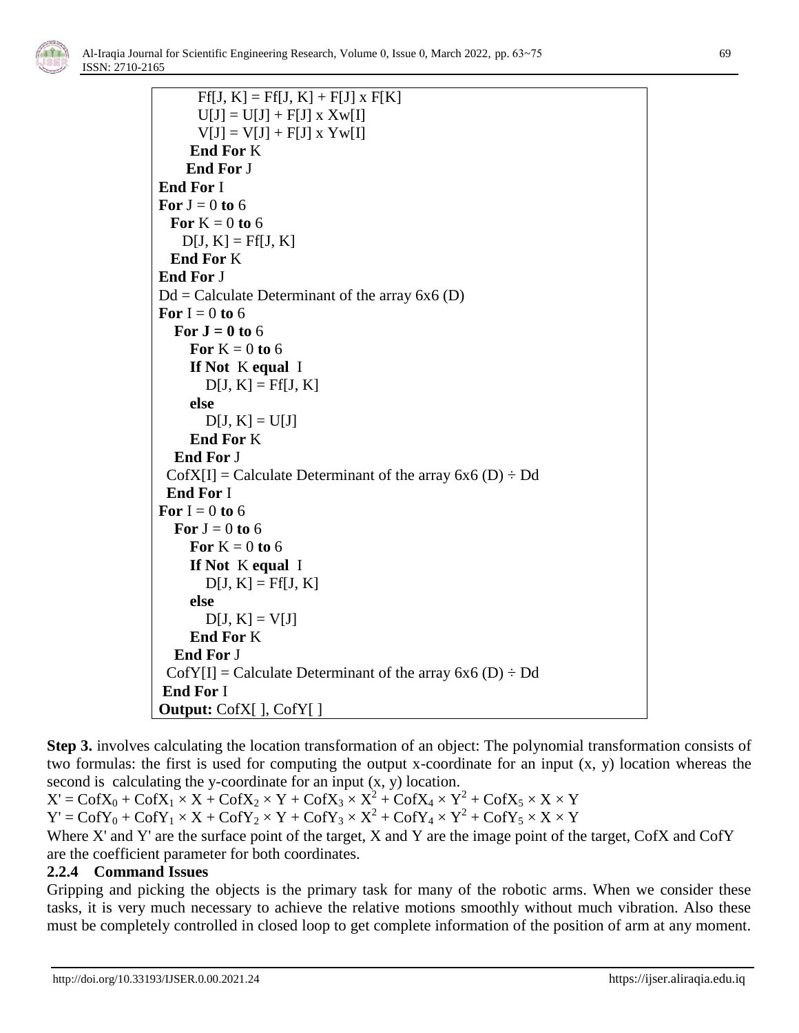```
        Ff[J, K] = Ff[J, K] + F[J] x F[K]
        U[J] = U[J] + F[J] x Xw[I]
        V[J] = V[J] + F[J] x Yw[I]
      End For K
     End For J
End For I
For J = 0 to 6
  For K = 0 to 6
    D[J, K] = Ff[J, K]
  End For K
End For J
Dd = Calculate Determinant of the array 6x6 (D)
For I = 0 to 6
   For J = 0 to 6
      For K = 0 to 6
      If Not  K equal  I
         D[J, K] = Ff[J, K]
      else
         D[J, K] = U[J]
      End For K
   End For J
  CofX[I] = Calculate Determinant of the array 6x6 (D) ÷ Dd
  End For I
For I = 0 to 6
   For J = 0 to 6
      For K = 0 to 6
      If Not  K equal  I
         D[J, K] = Ff[J, K]
      else
         D[J, K] = V[J]
      End For K
   End For J
  CofY[I] = Calculate Determinant of the array 6x6 (D) ÷ Dd
 End For I
Output: CofX[ ], CofY[ ]
```

**Step 3.** involves calculating the location transformation of an object: The polynomial transformation consists of two formulas: the first is used for computing the output x-coordinate for an input (x, y) location whereas the second is calculating the y-coordinate for an input (x, y) location.

$$X' = CofX_0 + CofX_1 \times X + CofX_2 \times Y + CofX_3 \times X^2 + CofX_4 \times Y^2 + CofX_5 \times X \times Y$$

$$Y' = CofY_0 + CofY_1 \times X + CofY_2 \times Y + CofY_3 \times X^2 + CofY_4 \times Y^2 + CofY_5 \times X \times Y$$

Where X' and Y' are the surface point of the target, X and Y are the image point of the target, CofX and CofY are the coefficient parameter for both coordinates.

### 2.2.4 Command Issues

Gripping and picking the objects is the primary task for many of the robotic arms. When we consider these tasks, it is very much necessary to achieve the relative motions smoothly without much vibration. Also these must be completely controlled in closed loop to get complete information of the position of arm at any moment.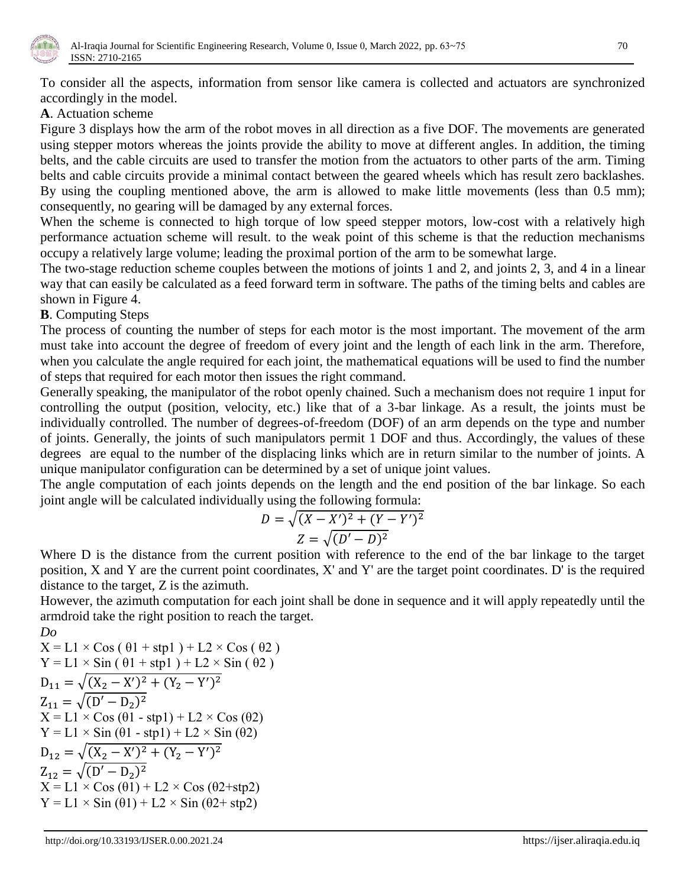To consider all the aspects, information from sensor like camera is collected and actuators are synchronized accordingly in the model.

**A**. Actuation scheme

Figure 3 displays how the arm of the robot moves in all direction as a five DOF. The movements are generated using stepper motors whereas the joints provide the ability to move at different angles. In addition, the timing belts, and the cable circuits are used to transfer the motion from the actuators to other parts of the arm. Timing belts and cable circuits provide a minimal contact between the geared wheels which has result zero backlashes. By using the coupling mentioned above, the arm is allowed to make little movements (less than 0.5 mm); consequently, no gearing will be damaged by any external forces.

When the scheme is connected to high torque of low speed stepper motors, low-cost with a relatively high performance actuation scheme will result. to the weak point of this scheme is that the reduction mechanisms occupy a relatively large volume; leading the proximal portion of the arm to be somewhat large.

The two-stage reduction scheme couples between the motions of joints 1 and 2, and joints 2, 3, and 4 in a linear way that can easily be calculated as a feed forward term in software. The paths of the timing belts and cables are shown in Figure 4.

**B**. Computing Steps

The process of counting the number of steps for each motor is the most important. The movement of the arm must take into account the degree of freedom of every joint and the length of each link in the arm. Therefore, when you calculate the angle required for each joint, the mathematical equations will be used to find the number of steps that required for each motor then issues the right command.

Generally speaking, the manipulator of the robot openly chained. Such a mechanism does not require 1 input for controlling the output (position, velocity, etc.) like that of a 3-bar linkage. As a result, the joints must be individually controlled. The number of degrees-of-freedom (DOF) of an arm depends on the type and number of joints. Generally, the joints of such manipulators permit 1 DOF and thus. Accordingly, the values of these degrees are equal to the number of the displacing links which are in return similar to the number of joints. A unique manipulator configuration can be determined by a set of unique joint values.

The angle computation of each joints depends on the length and the end position of the bar linkage. So each joint angle will be calculated individually using the following formula:

$$D = \sqrt{(X - X')^2 + (Y - Y')^2}$$

$$Z = \sqrt{(D' - D)^2}$$

Where D is the distance from the current position with reference to the end of the bar linkage to the target position, X and Y are the current point coordinates, X' and Y' are the target point coordinates. D' is the required distance to the target, Z is the azimuth.

However, the azimuth computation for each joint shall be done in sequence and it will apply repeatedly until the armdroid take the right position to reach the target.

*Do*

$X = L1 \times \cos(\theta 1 + stp1) + L2 \times \cos(\theta 2)$

$Y = L1 \times \sin(\theta 1 + stp1) + L2 \times \sin(\theta 2)$

$D_{11} = \sqrt{(X_2 - X')^2 + (Y_2 - Y')^2}$

$Z_{11} = \sqrt{(D' - D_2)^2}$

$X = L1 \times \cos(\theta 1 - stp1) + L2 \times \cos(\theta 2)$

$Y = L1 \times \sin(\theta 1 - stp1) + L2 \times \sin(\theta 2)$

$D_{12} = \sqrt{(X_2 - X')^2 + (Y_2 - Y')^2}$

$Z_{12} = \sqrt{(D' - D_2)^2}$

$X = L1 \times \cos(\theta 1) + L2 \times \cos(\theta 2 + stp2)$

$Y = L1 \times \sin(\theta 1) + L2 \times \sin(\theta 2 + stp2)$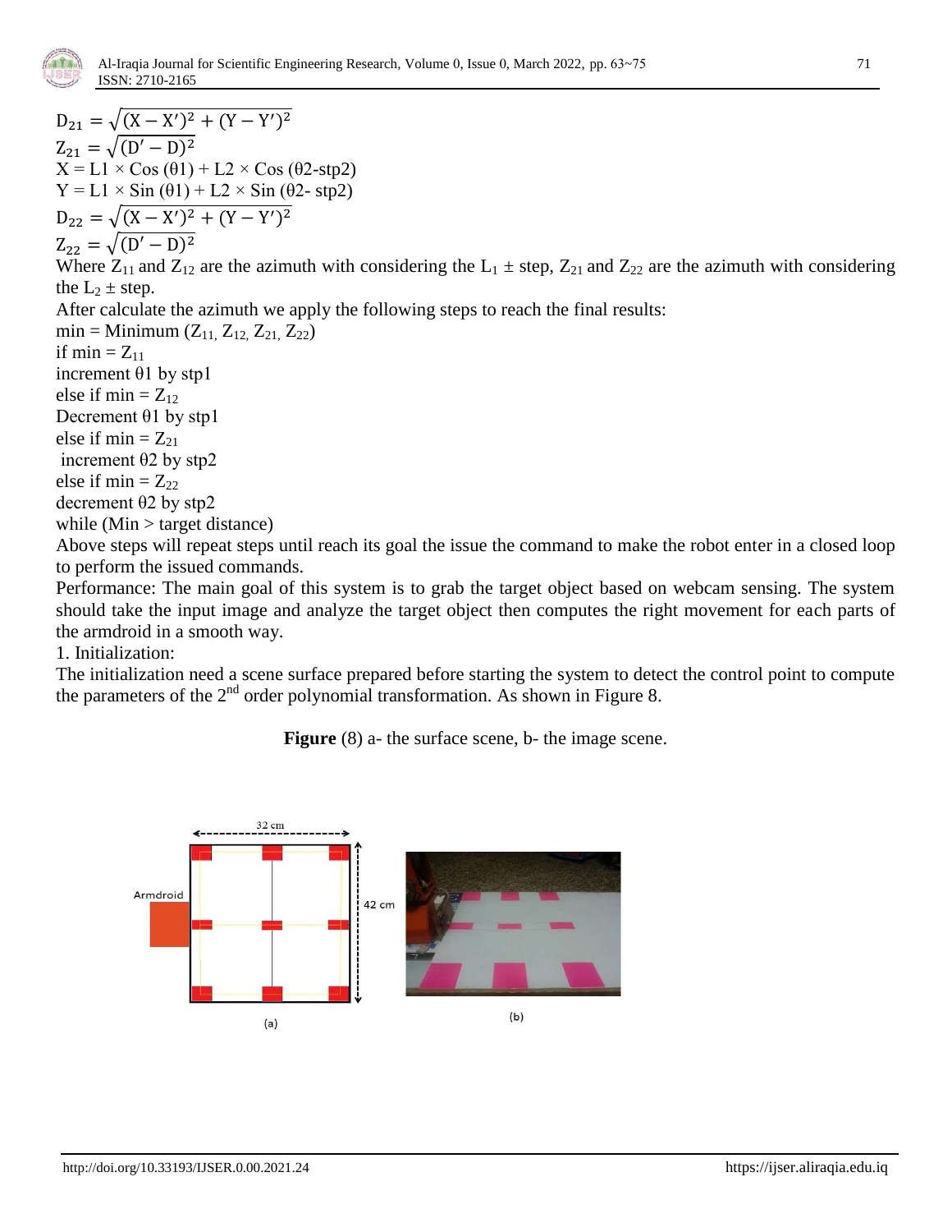$$D_{21} = \sqrt{(X - X')^2 + (Y - Y')^2}$$
$$Z_{21} = \sqrt{(D' - D)^2}$$
$$X = L1 \times \cos(\theta 1) + L2 \times \cos(\theta 2\text{-stp2})$$
$$Y = L1 \times \sin(\theta 1) + L2 \times \sin(\theta 2\text{- stp2})$$
$$D_{22} = \sqrt{(X - X')^2 + (Y - Y')^2}$$
$$Z_{22} = \sqrt{(D' - D)^2}$$

Where $Z_{11}$ and $Z_{12}$ are the azimuth with considering the $L_1 \pm$ step, $Z_{21}$ and $Z_{22}$ are the azimuth with considering the $L_2 \pm$ step.

After calculate the azimuth we apply the following steps to reach the final results:

min = Minimum ($Z_{11}$, $Z_{12}$, $Z_{21}$, $Z_{22}$)
if min = $Z_{11}$
increment θ1 by stp1
else if min = $Z_{12}$
Decrement θ1 by stp1
else if min = $Z_{21}$
increment θ2 by stp2
else if min = $Z_{22}$
decrement θ2 by stp2
while (Min > target distance)

Above steps will repeat steps until reach its goal the issue the command to make the robot enter in a closed loop to perform the issued commands.

Performance: The main goal of this system is to grab the target object based on webcam sensing. The system should take the input image and analyze the target object then computes the right movement for each parts of the armdroid in a smooth way.

1. Initialization:

The initialization need a scene surface prepared before starting the system to detect the control point to compute the parameters of the 2nd order polynomial transformation. As shown in Figure 8.

**Figure** (8) a- the surface scene, b- the image scene.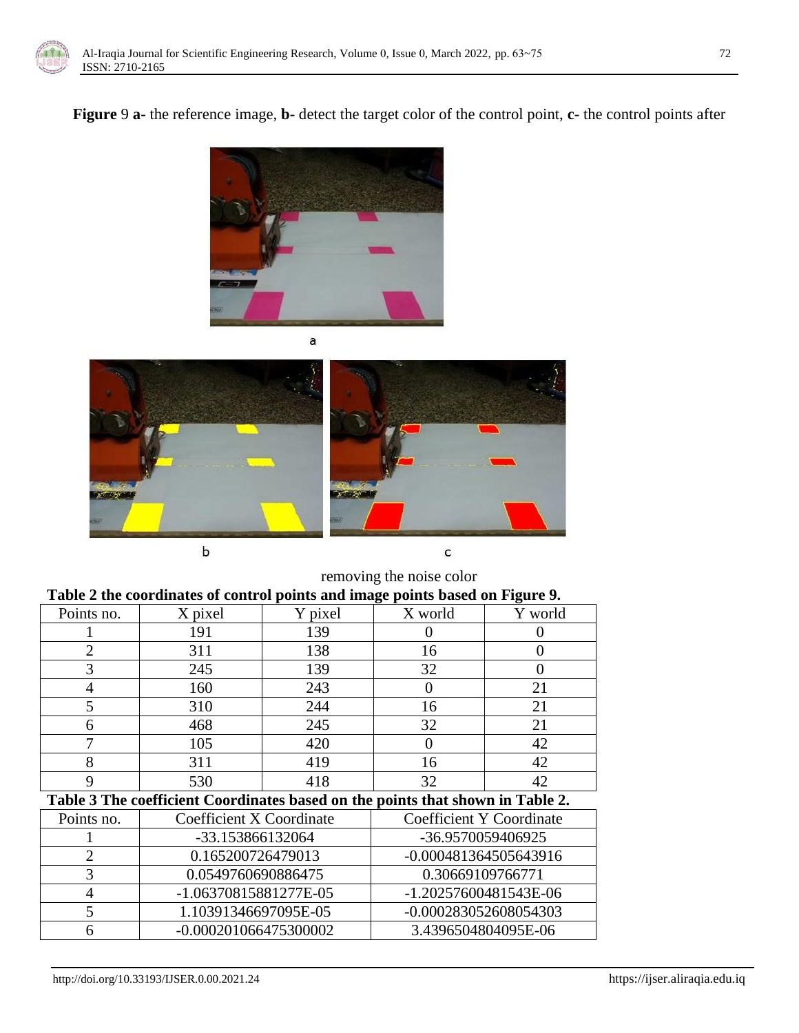**Figure** 9 **a-** the reference image, **b-** detect the target color of the control point, **c-** the control points after removing the noise color

**Table 2 the coordinates of control points and image points based on Figure 9.**

| Points no. | X pixel | Y pixel | X world | Y world |
|---|---|---|---|---|
| 1 | 191 | 139 | 0 | 0 |
| 2 | 311 | 138 | 16 | 0 |
| 3 | 245 | 139 | 32 | 0 |
| 4 | 160 | 243 | 0 | 21 |
| 5 | 310 | 244 | 16 | 21 |
| 6 | 468 | 245 | 32 | 21 |
| 7 | 105 | 420 | 0 | 42 |
| 8 | 311 | 419 | 16 | 42 |
| 9 | 530 | 418 | 32 | 42 |

**Table 3 The coefficient Coordinates based on the points that shown in Table 2.**

| Points no. | Coefficient X Coordinate | Coefficient Y Coordinate |
|---|---|---|
| 1 | -33.153866132064 | -36.9570059406925 |
| 2 | 0.165200726479013 | -0.000481364505643916 |
| 3 | 0.0549760690886475 | 0.30669109766771 |
| 4 | -1.06370815881277E-05 | -1.20257600481543E-06 |
| 5 | 1.10391346697095E-05 | -0.000283052608054303 |
| 6 | -0.000201066475300002 | 3.4396504804095E-06 |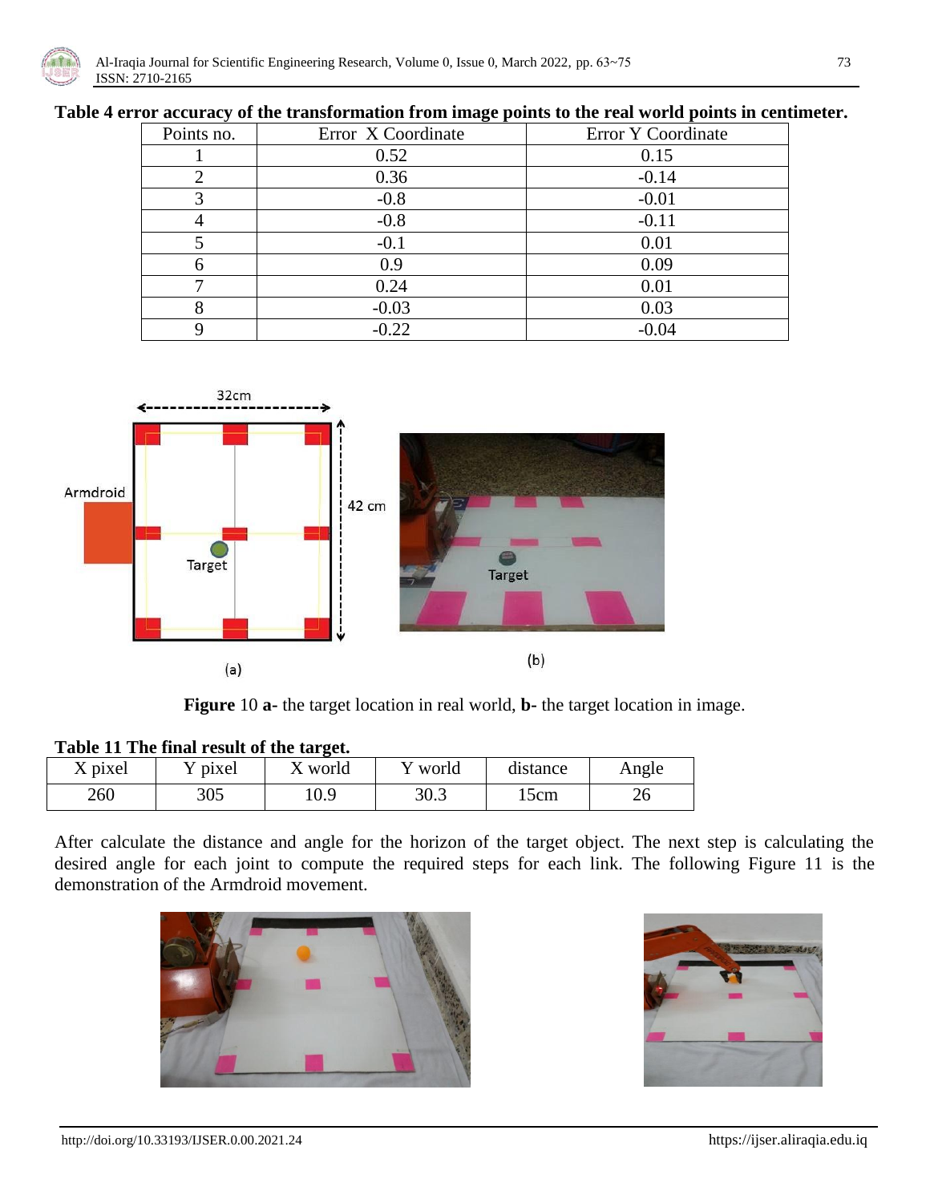**Table 4 error accuracy of the transformation from image points to the real world points in centimeter.**

| Points no. | Error X Coordinate | Error Y Coordinate |
|---|---|---|
| 1 | 0.52 | 0.15 |
| 2 | 0.36 | -0.14 |
| 3 | -0.8 | -0.01 |
| 4 | -0.8 | -0.11 |
| 5 | -0.1 | 0.01 |
| 6 | 0.9 | 0.09 |
| 7 | 0.24 | 0.01 |
| 8 | -0.03 | 0.03 |
| 9 | -0.22 | -0.04 |

**Figure** 10 **a-** the target location in real world, **b-** the target location in image.

**Table 11 The final result of the target.**

| X pixel | Y pixel | X world | Y world | distance | Angle |
|---|---|---|---|---|---|
| 260 | 305 | 10.9 | 30.3 | 15cm | 26 |

After calculate the distance and angle for the horizon of the target object. The next step is calculating the desired angle for each joint to compute the required steps for each link. The following Figure 11 is the demonstration of the Armdroid movement.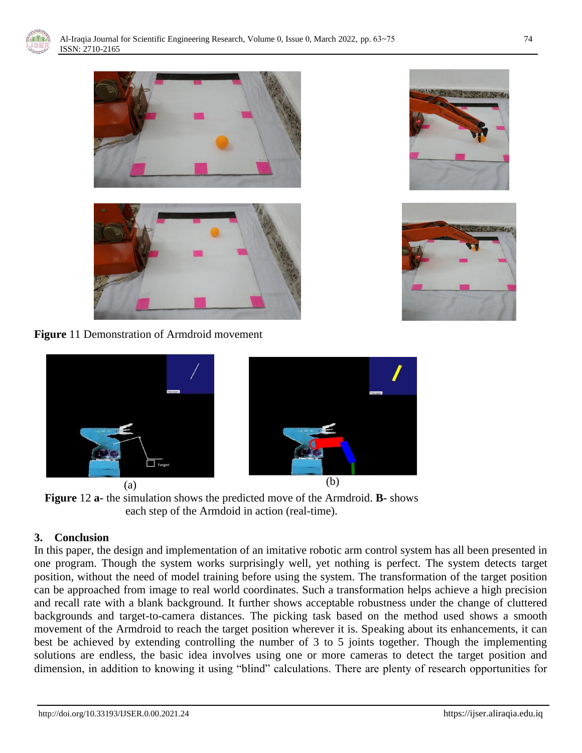**Figure** 11 Demonstration of Armdroid movement

(a) (b)

**Figure** 12 **a-** the simulation shows the predicted move of the Armdroid. **B-** shows each step of the Armdoid in action (real-time).

## 3. Conclusion

In this paper, the design and implementation of an imitative robotic arm control system has all been presented in one program. Though the system works surprisingly well, yet nothing is perfect. The system detects target position, without the need of model training before using the system. The transformation of the target position can be approached from image to real world coordinates. Such a transformation helps achieve a high precision and recall rate with a blank background. It further shows acceptable robustness under the change of cluttered backgrounds and target-to-camera distances. The picking task based on the method used shows a smooth movement of the Armdroid to reach the target position wherever it is. Speaking about its enhancements, it can best be achieved by extending controlling the number of 3 to 5 joints together. Though the implementing solutions are endless, the basic idea involves using one or more cameras to detect the target position and dimension, in addition to knowing it using "blind" calculations. There are plenty of research opportunities for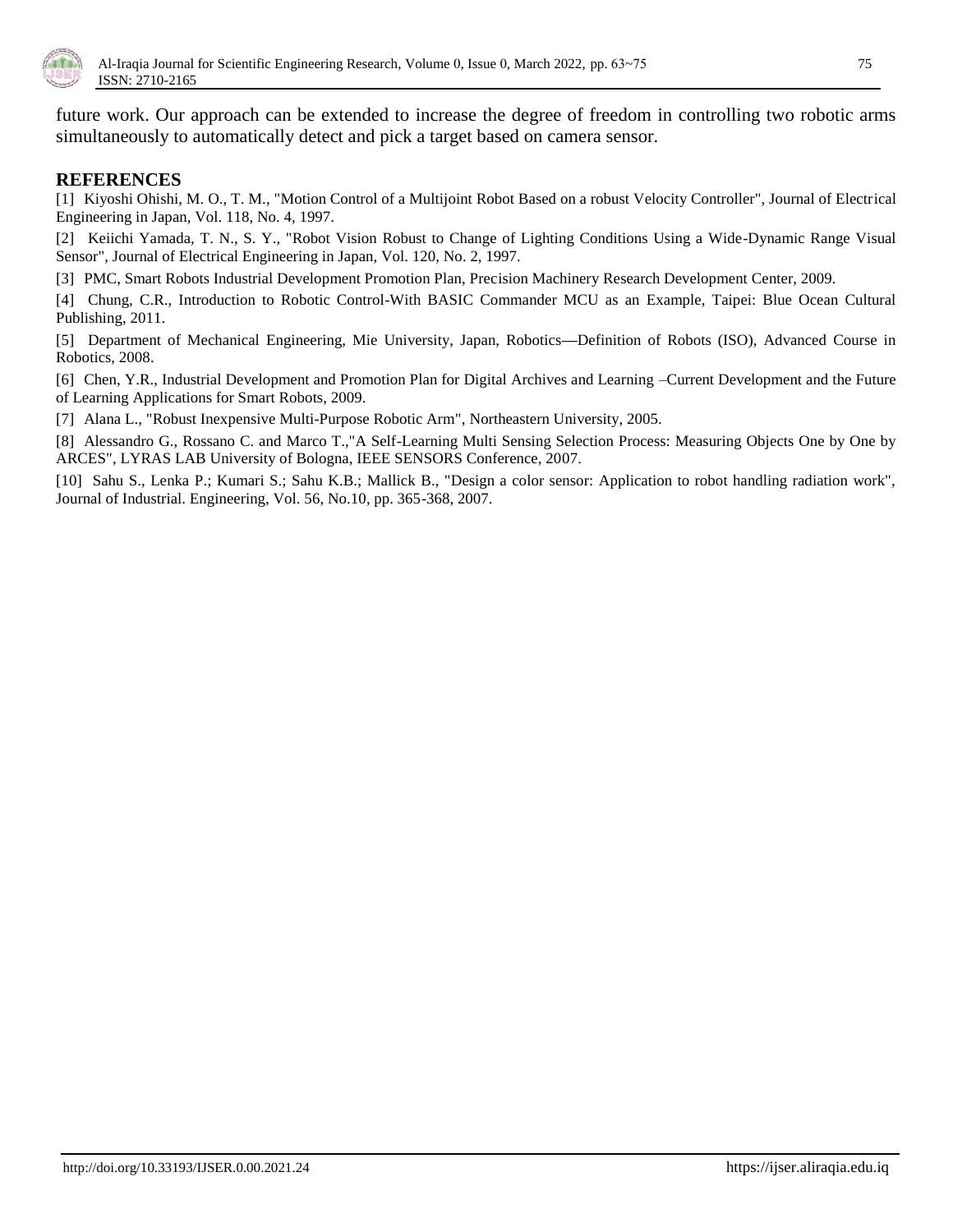future work. Our approach can be extended to increase the degree of freedom in controlling two robotic arms simultaneously to automatically detect and pick a target based on camera sensor.

## REFERENCES

[1] Kiyoshi Ohishi, M. O., T. M., "Motion Control of a Multijoint Robot Based on a robust Velocity Controller", Journal of Electrical Engineering in Japan, Vol. 118, No. 4, 1997.

[2] Keiichi Yamada, T. N., S. Y., "Robot Vision Robust to Change of Lighting Conditions Using a Wide-Dynamic Range Visual Sensor", Journal of Electrical Engineering in Japan, Vol. 120, No. 2, 1997.

[3] PMC, Smart Robots Industrial Development Promotion Plan, Precision Machinery Research Development Center, 2009.

[4] Chung, C.R., Introduction to Robotic Control-With BASIC Commander MCU as an Example, Taipei: Blue Ocean Cultural Publishing, 2011.

[5] Department of Mechanical Engineering, Mie University, Japan, Robotics—Definition of Robots (ISO), Advanced Course in Robotics, 2008.

[6] Chen, Y.R., Industrial Development and Promotion Plan for Digital Archives and Learning –Current Development and the Future of Learning Applications for Smart Robots, 2009.

[7] Alana L., "Robust Inexpensive Multi-Purpose Robotic Arm", Northeastern University, 2005.

[8] Alessandro G., Rossano C. and Marco T.,"A Self-Learning Multi Sensing Selection Process: Measuring Objects One by One by ARCES", LYRAS LAB University of Bologna, IEEE SENSORS Conference, 2007.

[10] Sahu S., Lenka P.; Kumari S.; Sahu K.B.; Mallick B., "Design a color sensor: Application to robot handling radiation work", Journal of Industrial. Engineering, Vol. 56, No.10, pp. 365-368, 2007.